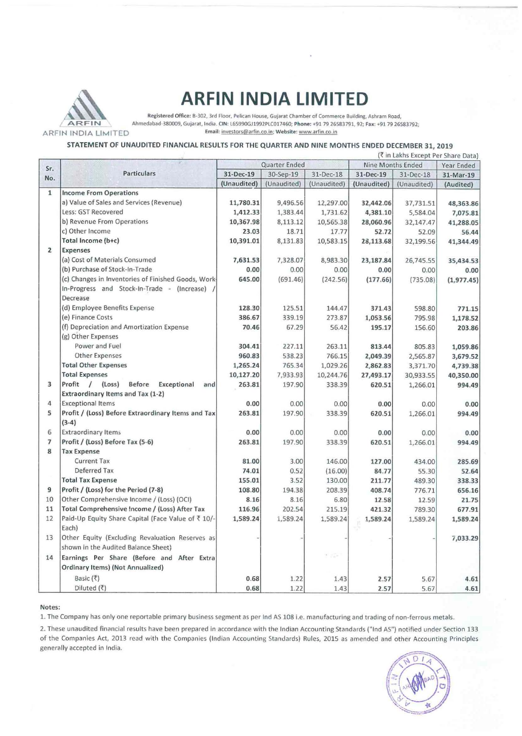# ARFIN INDIA LIMITED

**Registered Office:** B-302, 3rd Floor, Pelican House, Gujarat Chamber of Commerce Building, Ashram Road, Ahmedabad-380009, Gujarat, India. **CIN:** L65990GJ1992PLC017460; **Phone:** +91 79 26583791, 92; **Fax:** +91 79 26583792;
**Email:** investors@arfin.co.in; **Website:** www.arfin.co.in

## STATEMENT OF UNAUDITED FINANCIAL RESULTS FOR THE QUARTER AND NINE MONTHS ENDED DECEMBER 31, 2019

(₹ in Lakhs Except Per Share Data)

| Sr. No. | Particulars | Quarter Ended | | | Nine Months Ended | | Year Ended |
|---|---|---|---|---|---|---|---|
| | | 31-Dec-19 | 30-Sep-19 | 31-Dec-18 | 31-Dec-19 | 31-Dec-18 | 31-Mar-19 |
| | | (Unaudited) | (Unaudited) | (Unaudited) | (Unaudited) | (Unaudited) | (Audited) |
| 1 | **Income From Operations** | | | | | | |
| | a) Value of Sales and Services (Revenue) | 11,780.31 | 9,496.56 | 12,297.00 | 32,442.06 | 37,731.51 | 48,363.86 |
| | Less: GST Recovered | 1,412.33 | 1,383.44 | 1,731.62 | 4,381.10 | 5,584.04 | 7,075.81 |
| | b) Revenue From Operations | 10,367.98 | 8,113.12 | 10,565.38 | 28,060.96 | 32,147.47 | 41,288.05 |
| | c) Other Income | 23.03 | 18.71 | 17.77 | 52.72 | 52.09 | 56.44 |
| | **Total Income (b+c)** | 10,391.01 | 8,131.83 | 10,583.15 | 28,113.68 | 32,199.56 | 41,344.49 |
| 2 | **Expenses** | | | | | | |
| | (a) Cost of Materials Consumed | 7,631.53 | 7,328.07 | 8,983.30 | 23,187.84 | 26,745.55 | 35,434.53 |
| | (b) Purchase of Stock-In-Trade | 0.00 | 0.00 | 0.00 | 0.00 | 0.00 | 0.00 |
| | (c) Changes in Inventories of Finished Goods, Work-In-Progress and Stock-In-Trade - (Increase) / Decrease | 645.00 | (691.46) | (242.56) | (177.66) | (735.08) | (1,977.45) |
| | (d) Employee Benefits Expense | 128.30 | 125.51 | 144.47 | 371.43 | 598.80 | 771.15 |
| | (e) Finance Costs | 386.67 | 339.19 | 273.87 | 1,053.56 | 795.98 | 1,178.52 |
| | (f) Depreciation and Amortization Expense | 70.46 | 67.29 | 56.42 | 195.17 | 156.60 | 203.86 |
| | (g) Other Expenses | | | | | | |
| | Power and Fuel | 304.41 | 227.11 | 263.11 | 813.44 | 805.83 | 1,059.86 |
| | Other Expenses | 960.83 | 538.23 | 766.15 | 2,049.39 | 2,565.87 | 3,679.52 |
| | **Total Other Expenses** | 1,265.24 | 765.34 | 1,029.26 | 2,862.83 | 3,371.70 | 4,739.38 |
| | **Total Expenses** | 10,127.20 | 7,933.93 | 10,244.76 | 27,493.17 | 30,933.55 | 40,350.00 |
| 3 | **Profit / (Loss) Before Exceptional and Extraordinary Items and Tax (1-2)** | 263.81 | 197.90 | 338.39 | 620.51 | 1,266.01 | 994.49 |
| 4 | Exceptional Items | 0.00 | 0.00 | 0.00 | 0.00 | 0.00 | 0.00 |
| 5 | **Profit / (Loss) Before Extraordinary Items and Tax (3-4)** | 263.81 | 197.90 | 338.39 | 620.51 | 1,266.01 | 994.49 |
| 6 | Extraordinary Items | 0.00 | 0.00 | 0.00 | 0.00 | 0.00 | 0.00 |
| 7 | **Profit / (Loss) Before Tax (5-6)** | 263.81 | 197.90 | 338.39 | 620.51 | 1,266.01 | 994.49 |
| 8 | **Tax Expense** | | | | | | |
| | Current Tax | 81.00 | 3.00 | 146.00 | 127.00 | 434.00 | 285.69 |
| | Deferred Tax | 74.01 | 0.52 | (16.00) | 84.77 | 55.30 | 52.64 |
| | **Total Tax Expense** | 155.01 | 3.52 | 130.00 | 211.77 | 489.30 | 338.33 |
| 9 | **Profit / (Loss) for the Period (7-8)** | 108.80 | 194.38 | 208.39 | 408.74 | 776.71 | 656.16 |
| 10 | Other Comprehensive Income / (Loss) (OCI) | 8.16 | 8.16 | 6.80 | 12.58 | 12.59 | 21.75 |
| 11 | **Total Comprehensive Income / (Loss) After Tax** | 116.96 | 202.54 | 215.19 | 421.32 | 789.30 | 677.91 |
| 12 | Paid-Up Equity Share Capital (Face Value of ₹ 10/- Each) | 1,589.24 | 1,589.24 | 1,589.24 | 1,589.24 | 1,589.24 | 1,589.24 |
| 13 | Other Equity (Excluding Revaluation Reserves as shown in the Audited Balance Sheet) | - | - | - | - | - | 7,033.29 |
| 14 | **Earnings Per Share (Before and After Extra Ordinary Items) (Not Annualized)** | | | | | | |
| | Basic (₹) | 0.68 | 1.22 | 1.43 | 2.57 | 5.67 | 4.61 |
| | Diluted (₹) | 0.68 | 1.22 | 1.43 | 2.57 | 5.67 | 4.61 |

**Notes:**

1. The Company has only one reportable primary business segment as per Ind AS 108 i.e. manufacturing and trading of non-ferrous metals.
2. These unaudited financial results have been prepared in accordance with the Indian Accounting Standards ("Ind AS") notified under Section 133 of the Companies Act, 2013 read with the Companies (Indian Accounting Standards) Rules, 2015 as amended and other Accounting Principles generally accepted in India.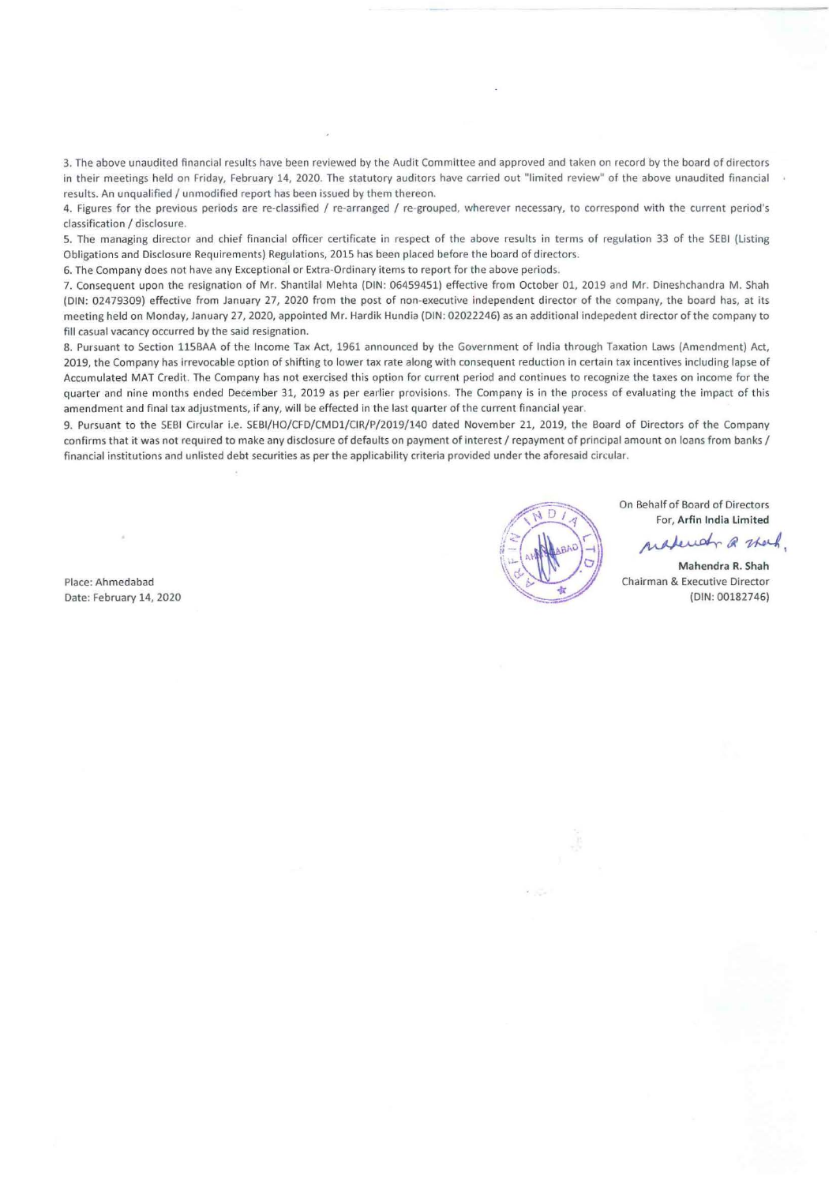3. The above unaudited financial results have been reviewed by the Audit Committee and approved and taken on record by the board of directors in their meetings held on Friday, February 14, 2020. The statutory auditors have carried out "limited review" of the above unaudited financial results. An unqualified / unmodified report has been issued by them thereon.

4. Figures for the previous periods are re-classified / re-arranged / re-grouped, wherever necessary, to correspond with the current period's classification / disclosure.

5. The managing director and chief financial officer certificate in respect of the above results in terms of regulation 33 of the SEBI (Listing Obligations and Disclosure Requirements) Regulations, 2015 has been placed before the board of directors.

6. The Company does not have any Exceptional or Extra-Ordinary items to report for the above periods.

7. Consequent upon the resignation of Mr. Shantilal Mehta (DIN: 06459451) effective from October 01, 2019 and Mr. Dineshchandra M. Shah (DIN: 02479309) effective from January 27, 2020 from the post of non-executive independent director of the company, the board has, at its meeting held on Monday, January 27, 2020, appointed Mr. Hardik Hundia (DIN: 02022246) as an additional indepedent director of the company to fill casual vacancy occurred by the said resignation.

8. Pursuant to Section 115BAA of the Income Tax Act, 1961 announced by the Government of India through Taxation Laws (Amendment) Act, 2019, the Company has irrevocable option of shifting to lower tax rate along with consequent reduction in certain tax incentives including lapse of Accumulated MAT Credit. The Company has not exercised this option for current period and continues to recognize the taxes on income for the quarter and nine months ended December 31, 2019 as per earlier provisions. The Company is in the process of evaluating the impact of this amendment and final tax adjustments, if any, will be effected in the last quarter of the current financial year.

9. Pursuant to the SEBI Circular i.e. SEBI/HO/CFD/CMD1/CIR/P/2019/140 dated November 21, 2019, the Board of Directors of the Company confirms that it was not required to make any disclosure of defaults on payment of interest / repayment of principal amount on loans from banks / financial institutions and unlisted debt securities as per the applicability criteria provided under the aforesaid circular.

On Behalf of Board of Directors
For, **Arfin India Limited**

**Mahendra R. Shah**
Chairman & Executive Director
(DIN: 00182746)

Place: Ahmedabad
Date: February 14, 2020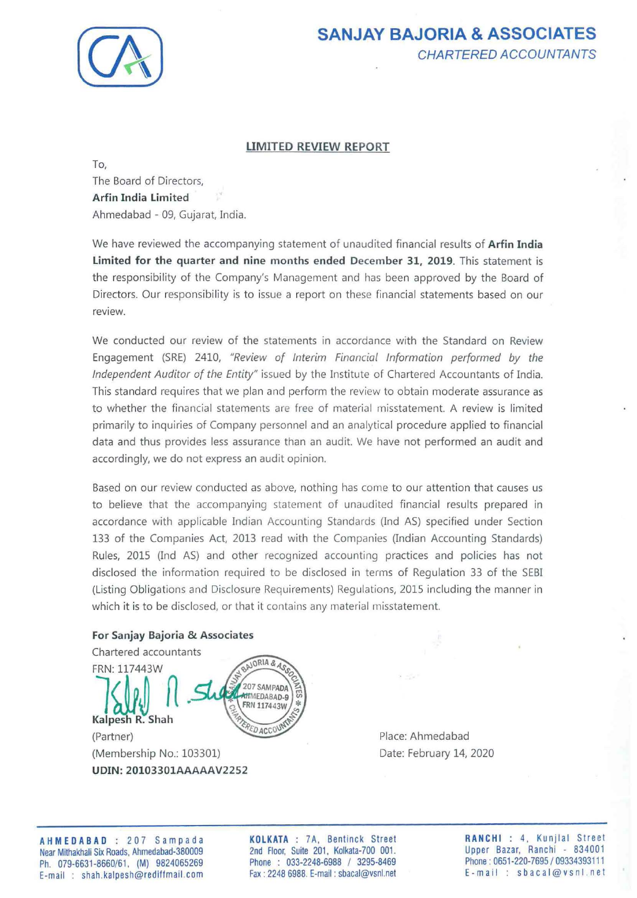# SANJAY BAJORIA & ASSOCIATES

*CHARTERED ACCOUNTANTS*

## LIMITED REVIEW REPORT

To,
The Board of Directors,
**Arfin India Limited**
Ahmedabad - 09, Gujarat, India.

We have reviewed the accompanying statement of unaudited financial results of **Arfin India Limited for the quarter and nine months ended December 31, 2019**. This statement is the responsibility of the Company's Management and has been approved by the Board of Directors. Our responsibility is to issue a report on these financial statements based on our review.

We conducted our review of the statements in accordance with the Standard on Review Engagement (SRE) 2410, *"Review of Interim Financial Information performed by the Independent Auditor of the Entity"* issued by the Institute of Chartered Accountants of India. This standard requires that we plan and perform the review to obtain moderate assurance as to whether the financial statements are free of material misstatement. A review is limited primarily to inquiries of Company personnel and an analytical procedure applied to financial data and thus provides less assurance than an audit. We have not performed an audit and accordingly, we do not express an audit opinion.

Based on our review conducted as above, nothing has come to our attention that causes us to believe that the accompanying statement of unaudited financial results prepared in accordance with applicable Indian Accounting Standards (Ind AS) specified under Section 133 of the Companies Act, 2013 read with the Companies (Indian Accounting Standards) Rules, 2015 (Ind AS) and other recognized accounting practices and policies has not disclosed the information required to be disclosed in terms of Regulation 33 of the SEBI (Listing Obligations and Disclosure Requirements) Regulations, 2015 including the manner in which it is to be disclosed, or that it contains any material misstatement.

**For Sanjay Bajoria & Associates**
Chartered accountants
FRN: 117443W

**Kalpesh R. Shah**
(Partner)
(Membership No.: 103301)
**UDIN: 20103301AAAAAV2252**

Place: Ahmedabad
Date: February 14, 2020

**AHMEDABAD** : 207 Sampada Near Mithakhali Six Roads, Ahmedabad-380009 Ph. 079-6631-8660/61, (M) 9824065269 E-mail : shah.kalpesh@rediffmail.com

**KOLKATA** : 7A, Bentinck Street 2nd Floor, Suite 201, Kolkata-700 001. Phone : 033-2248-6988 / 3295-8469 Fax : 2248 6988. E-mail : sbacal@vsnl.net

**RANCHI** : 4, Kunjlal Street Upper Bazar, Ranchi - 834001 Phone : 0651-220-7695 / 09334393111 E-mail : sbacal@vsnl.net